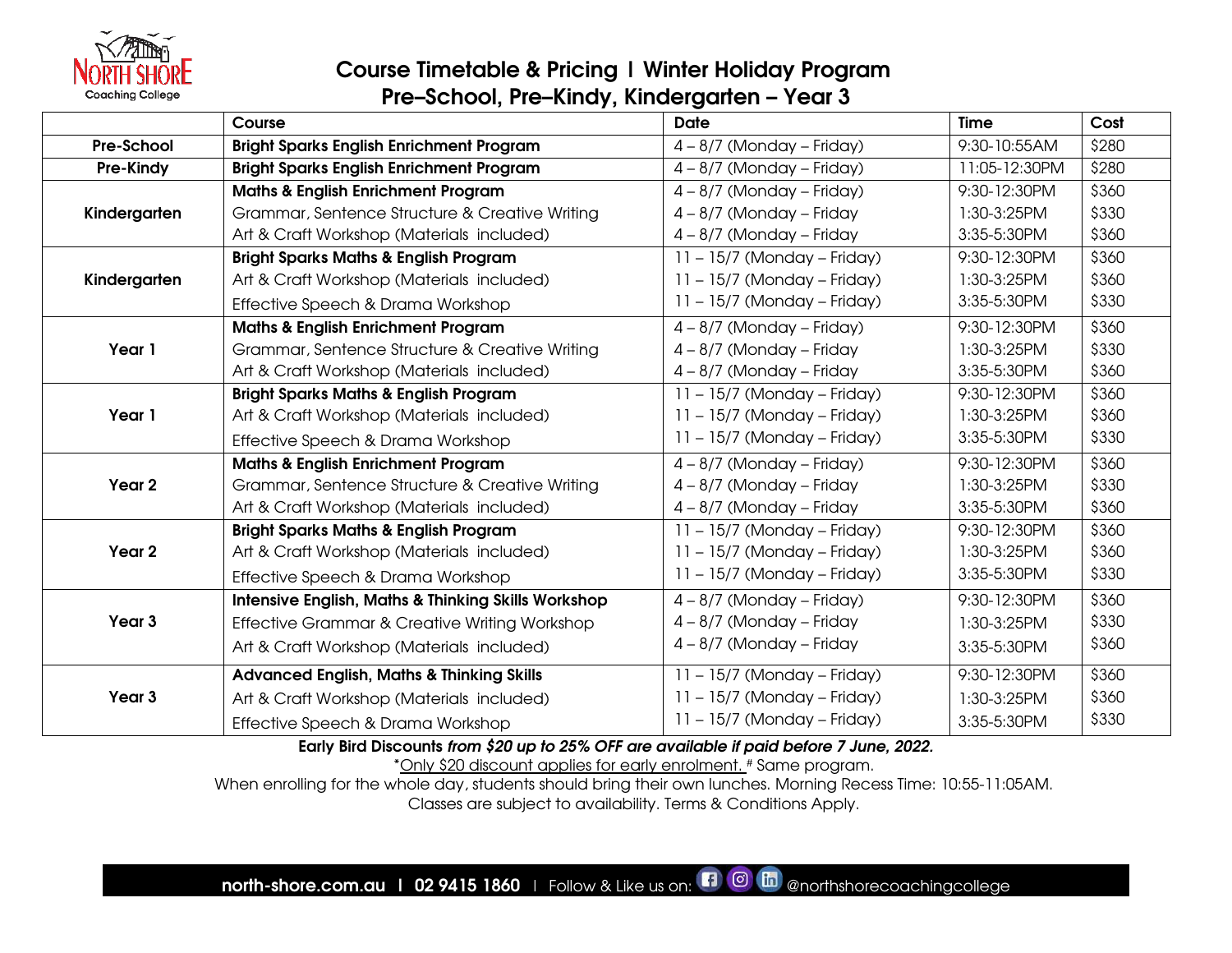North Shore Coaching College

# Course Timetable & Pricing | Winter Holiday Program
## Pre–School, Pre–Kindy, Kindergarten – Year 3

| | Course | Date | Time | Cost |
|---|---|---|---|---|
| **Pre-School** | **Bright Sparks English Enrichment Program** | 4 – 8/7 (Monday – Friday) | 9:30-10:55AM | $280 |
| **Pre-Kindy** | **Bright Sparks English Enrichment Program** | 4 – 8/7 (Monday – Friday) | 11:05-12:30PM | $280 |
| **Kindergarten** | **Maths & English Enrichment Program** | 4 – 8/7 (Monday – Friday) | 9:30-12:30PM | $360 |
| | Grammar, Sentence Structure & Creative Writing | 4 – 8/7 (Monday – Friday | 1:30-3:25PM | $330 |
| | Art & Craft Workshop (Materials included) | 4 – 8/7 (Monday – Friday | 3:35-5:30PM | $360 |
| **Kindergarten** | **Bright Sparks Maths & English Program** | 11 – 15/7 (Monday – Friday) | 9:30-12:30PM | $360 |
| | Art & Craft Workshop (Materials included) | 11 – 15/7 (Monday – Friday) | 1:30-3:25PM | $360 |
| | Effective Speech & Drama Workshop | 11 – 15/7 (Monday – Friday) | 3:35-5:30PM | $330 |
| **Year 1** | **Maths & English Enrichment Program** | 4 – 8/7 (Monday – Friday) | 9:30-12:30PM | $360 |
| | Grammar, Sentence Structure & Creative Writing | 4 – 8/7 (Monday – Friday | 1:30-3:25PM | $330 |
| | Art & Craft Workshop (Materials included) | 4 – 8/7 (Monday – Friday | 3:35-5:30PM | $360 |
| **Year 1** | **Bright Sparks Maths & English Program** | 11 – 15/7 (Monday – Friday) | 9:30-12:30PM | $360 |
| | Art & Craft Workshop (Materials included) | 11 – 15/7 (Monday – Friday) | 1:30-3:25PM | $360 |
| | Effective Speech & Drama Workshop | 11 – 15/7 (Monday – Friday) | 3:35-5:30PM | $330 |
| **Year 2** | **Maths & English Enrichment Program** | 4 – 8/7 (Monday – Friday) | 9:30-12:30PM | $360 |
| | Grammar, Sentence Structure & Creative Writing | 4 – 8/7 (Monday – Friday | 1:30-3:25PM | $330 |
| | Art & Craft Workshop (Materials included) | 4 – 8/7 (Monday – Friday | 3:35-5:30PM | $360 |
| **Year 2** | **Bright Sparks Maths & English Program** | 11 – 15/7 (Monday – Friday) | 9:30-12:30PM | $360 |
| | Art & Craft Workshop (Materials included) | 11 – 15/7 (Monday – Friday) | 1:30-3:25PM | $360 |
| | Effective Speech & Drama Workshop | 11 – 15/7 (Monday – Friday) | 3:35-5:30PM | $330 |
| **Year 3** | **Intensive English, Maths & Thinking Skills Workshop** | 4 – 8/7 (Monday – Friday) | 9:30-12:30PM | $360 |
| | Effective Grammar & Creative Writing Workshop | 4 – 8/7 (Monday – Friday | 1:30-3:25PM | $330 |
| | Art & Craft Workshop (Materials included) | 4 – 8/7 (Monday – Friday | 3:35-5:30PM | $360 |
| **Year 3** | **Advanced English, Maths & Thinking Skills** | 11 – 15/7 (Monday – Friday) | 9:30-12:30PM | $360 |
| | Art & Craft Workshop (Materials included) | 11 – 15/7 (Monday – Friday) | 1:30-3:25PM | $360 |
| | Effective Speech & Drama Workshop | 11 – 15/7 (Monday – Friday) | 3:35-5:30PM | $330 |

**Early Bird Discounts** ***from $20 up to 25% OFF are available if paid before 7 June, 2022.***

*Only $20 discount applies for early enrolment. # Same program.

When enrolling for the whole day, students should bring their own lunches. Morning Recess Time: 10:55-11:05AM.

Classes are subject to availability. Terms & Conditions Apply.

**north-shore.com.au | 02 9415 1860** | Follow & Like us on: @northshorecoachingcollege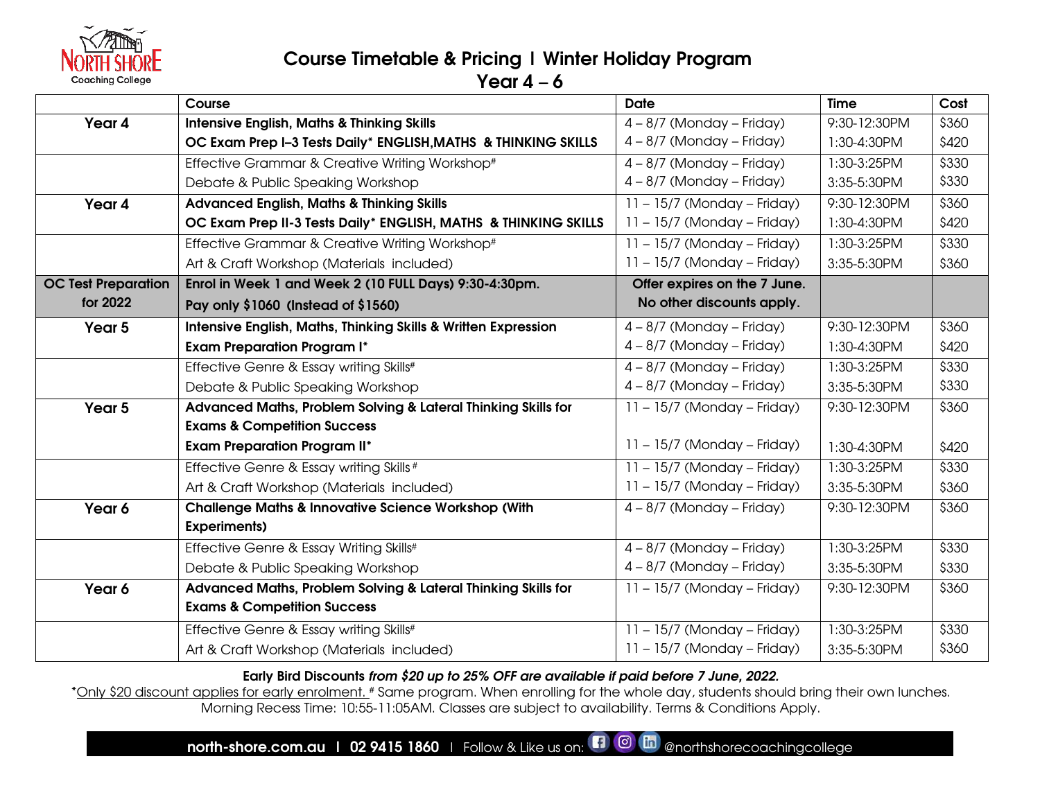North Shore Coaching College

# Course Timetable & Pricing I Winter Holiday Program
## Year 4 – 6

| | Course | Date | Time | Cost |
|---|---|---|---|---|
| **Year 4** | **Intensive English, Maths & Thinking Skills** | 4 – 8/7 (Monday – Friday) | 9:30-12:30PM | $360 |
| | **OC Exam Prep I–3 Tests Daily* ENGLISH,MATHS & THINKING SKILLS** | 4 – 8/7 (Monday – Friday) | 1:30-4:30PM | $420 |
| | Effective Grammar & Creative Writing Workshop# | 4 – 8/7 (Monday – Friday) | 1:30-3:25PM | $330 |
| | Debate & Public Speaking Workshop | 4 – 8/7 (Monday – Friday) | 3:35-5:30PM | $330 |
| **Year 4** | **Advanced English, Maths & Thinking Skills** | 11 – 15/7 (Monday – Friday) | 9:30-12:30PM | $360 |
| | **OC Exam Prep II-3 Tests Daily* ENGLISH, MATHS & THINKING SKILLS** | 11 – 15/7 (Monday – Friday) | 1:30-4:30PM | $420 |
| | Effective Grammar & Creative Writing Workshop# | 11 – 15/7 (Monday – Friday) | 1:30-3:25PM | $330 |
| | Art & Craft Workshop (Materials included) | 11 – 15/7 (Monday – Friday) | 3:35-5:30PM | $360 |
| **OC Test Preparation for 2022** | **Enrol in Week 1 and Week 2 (10 FULL Days) 9:30-4:30pm. Pay only $1060 (Instead of $1560)** | **Offer expires on the 7 June. No other discounts apply.** | | |
| **Year 5** | **Intensive English, Maths, Thinking Skills & Written Expression** | 4 – 8/7 (Monday – Friday) | 9:30-12:30PM | $360 |
| | **Exam Preparation Program I*** | 4 – 8/7 (Monday – Friday) | 1:30-4:30PM | $420 |
| | Effective Genre & Essay writing Skills# | 4 – 8/7 (Monday – Friday) | 1:30-3:25PM | $330 |
| | Debate & Public Speaking Workshop | 4 – 8/7 (Monday – Friday) | 3:35-5:30PM | $330 |
| **Year 5** | **Advanced Maths, Problem Solving & Lateral Thinking Skills for Exams & Competition Success** | 11 – 15/7 (Monday – Friday) | 9:30-12:30PM | $360 |
| | **Exam Preparation Program II*** | 11 – 15/7 (Monday – Friday) | 1:30-4:30PM | $420 |
| | Effective Genre & Essay writing Skills# | 11 – 15/7 (Monday – Friday) | 1:30-3:25PM | $330 |
| | Art & Craft Workshop (Materials included) | 11 – 15/7 (Monday – Friday) | 3:35-5:30PM | $360 |
| **Year 6** | **Challenge Maths & Innovative Science Workshop (With Experiments)** | 4 – 8/7 (Monday – Friday) | 9:30-12:30PM | $360 |
| | Effective Genre & Essay Writing Skills# | 4 – 8/7 (Monday – Friday) | 1:30-3:25PM | $330 |
| | Debate & Public Speaking Workshop | 4 – 8/7 (Monday – Friday) | 3:35-5:30PM | $330 |
| **Year 6** | **Advanced Maths, Problem Solving & Lateral Thinking Skills for Exams & Competition Success** | 11 – 15/7 (Monday – Friday) | 9:30-12:30PM | $360 |
| | Effective Genre & Essay writing Skills# | 11 – 15/7 (Monday – Friday) | 1:30-3:25PM | $330 |
| | Art & Craft Workshop (Materials included) | 11 – 15/7 (Monday – Friday) | 3:35-5:30PM | $360 |

**Early Bird Discounts** ***from $20 up to 25% OFF are available if paid before 7 June, 2022.***

*Only $20 discount applies for early enrolment. # Same program. When enrolling for the whole day, students should bring their own lunches. Morning Recess Time: 10:55-11:05AM. Classes are subject to availability. Terms & Conditions Apply.

**north-shore.com.au I 02 9415 1860** I Follow & Like us on: @northshorecoachingcollege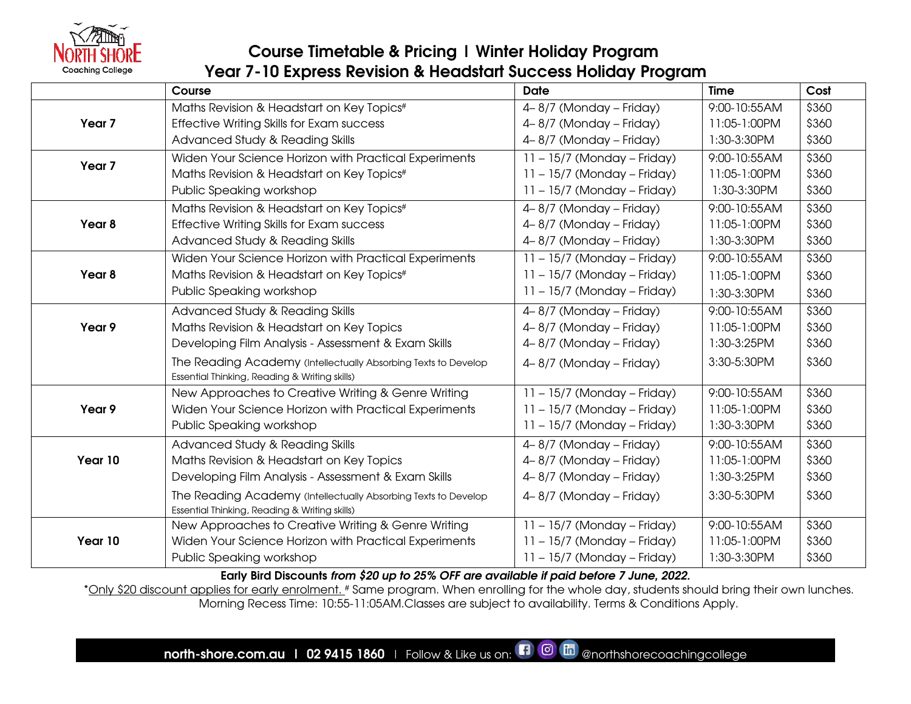NORTH SHORE Coaching College

# Course Timetable & Pricing | Winter Holiday Program
## Year 7-10 Express Revision & Headstart Success Holiday Program

| | Course | Date | Time | Cost |
|---|---|---|---|---|
| Year 7 | Maths Revision & Headstart on Key Topics# | 4– 8/7 (Monday – Friday) | 9:00-10:55AM | $360 |
| | Effective Writing Skills for Exam success | 4– 8/7 (Monday – Friday) | 11:05-1:00PM | $360 |
| | Advanced Study & Reading Skills | 4– 8/7 (Monday – Friday) | 1:30-3:30PM | $360 |
| Year 7 | Widen Your Science Horizon with Practical Experiments | 11 – 15/7 (Monday – Friday) | 9:00-10:55AM | $360 |
| | Maths Revision & Headstart on Key Topics# | 11 – 15/7 (Monday – Friday) | 11:05-1:00PM | $360 |
| | Public Speaking workshop | 11 – 15/7 (Monday – Friday) | 1:30-3:30PM | $360 |
| Year 8 | Maths Revision & Headstart on Key Topics# | 4– 8/7 (Monday – Friday) | 9:00-10:55AM | $360 |
| | Effective Writing Skills for Exam success | 4– 8/7 (Monday – Friday) | 11:05-1:00PM | $360 |
| | Advanced Study & Reading Skills | 4– 8/7 (Monday – Friday) | 1:30-3:30PM | $360 |
| Year 8 | Widen Your Science Horizon with Practical Experiments | 11 – 15/7 (Monday – Friday) | 9:00-10:55AM | $360 |
| | Maths Revision & Headstart on Key Topics# | 11 – 15/7 (Monday – Friday) | 11:05-1:00PM | $360 |
| | Public Speaking workshop | 11 – 15/7 (Monday – Friday) | 1:30-3:30PM | $360 |
| Year 9 | Advanced Study & Reading Skills | 4– 8/7 (Monday – Friday) | 9:00-10:55AM | $360 |
| | Maths Revision & Headstart on Key Topics | 4– 8/7 (Monday – Friday) | 11:05-1:00PM | $360 |
| | Developing Film Analysis - Assessment & Exam Skills | 4– 8/7 (Monday – Friday) | 1:30-3:25PM | $360 |
| | The Reading Academy (Intellectually Absorbing Texts to Develop Essential Thinking, Reading & Writing skills) | 4– 8/7 (Monday – Friday) | 3:30-5:30PM | $360 |
| Year 9 | New Approaches to Creative Writing & Genre Writing | 11 – 15/7 (Monday – Friday) | 9:00-10:55AM | $360 |
| | Widen Your Science Horizon with Practical Experiments | 11 – 15/7 (Monday – Friday) | 11:05-1:00PM | $360 |
| | Public Speaking workshop | 11 – 15/7 (Monday – Friday) | 1:30-3:30PM | $360 |
| Year 10 | Advanced Study & Reading Skills | 4– 8/7 (Monday – Friday) | 9:00-10:55AM | $360 |
| | Maths Revision & Headstart on Key Topics | 4– 8/7 (Monday – Friday) | 11:05-1:00PM | $360 |
| | Developing Film Analysis - Assessment & Exam Skills | 4– 8/7 (Monday – Friday) | 1:30-3:25PM | $360 |
| | The Reading Academy (Intellectually Absorbing Texts to Develop Essential Thinking, Reading & Writing skills) | 4– 8/7 (Monday – Friday) | 3:30-5:30PM | $360 |
| Year 10 | New Approaches to Creative Writing & Genre Writing | 11 – 15/7 (Monday – Friday) | 9:00-10:55AM | $360 |
| | Widen Your Science Horizon with Practical Experiments | 11 – 15/7 (Monday – Friday) | 11:05-1:00PM | $360 |
| | Public Speaking workshop | 11 – 15/7 (Monday – Friday) | 1:30-3:30PM | $360 |

**Early Bird Discounts *from $20 up to 25% OFF are available if paid before 7 June, 2022.***

*Only $20 discount applies for early enrolment. # Same program. When enrolling for the whole day, students should bring their own lunches. Morning Recess Time: 10:55-11:05AM.Classes are subject to availability. Terms & Conditions Apply.

**north-shore.com.au | 02 9415 1860** | Follow & Like us on: @northshorecoachingcollege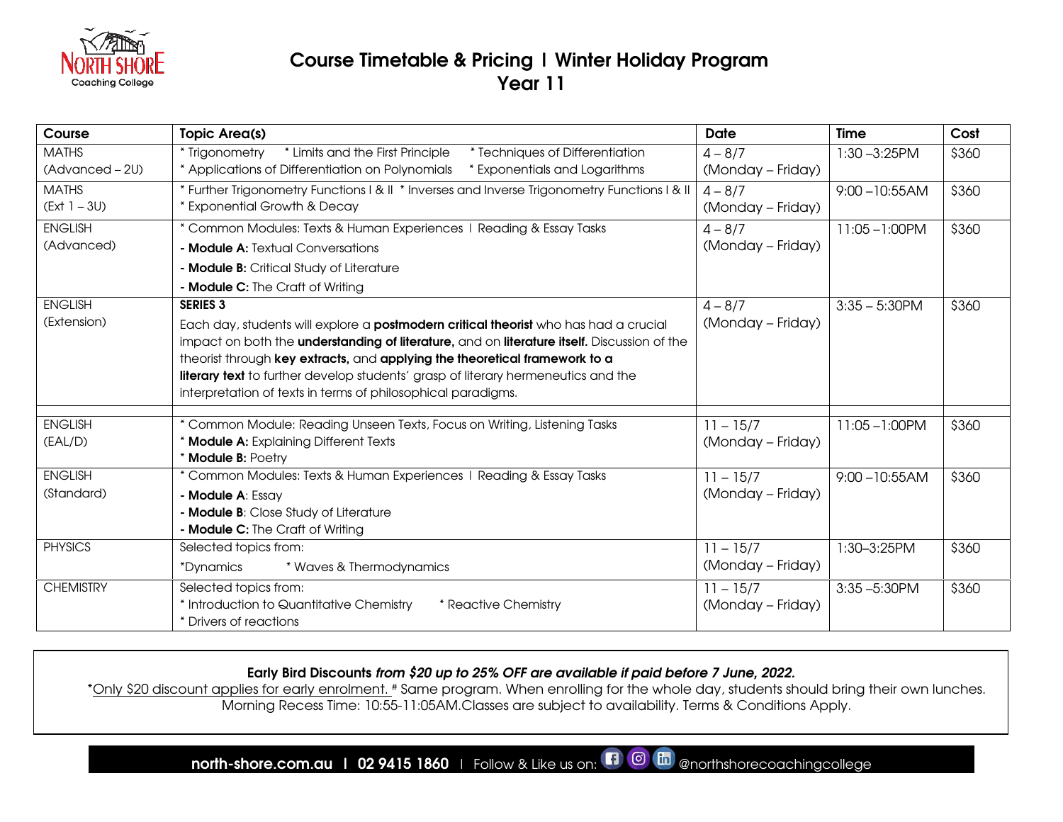# Course Timetable & Pricing | Winter Holiday Program
## Year 11

| Course | Topic Area(s) | Date | Time | Cost |
|---|---|---|---|---|
| MATHS (Advanced – 2U) | * Trigonometry * Limits and the First Principle * Techniques of Differentiation<br>* Applications of Differentiation on Polynomials * Exponentials and Logarithms | 4 – 8/7 (Monday – Friday) | 1:30 –3:25PM | $360 |
| MATHS (Ext 1 – 3U) | * Further Trigonometry Functions I & II * Inverses and Inverse Trigonometry Functions I & II<br>* Exponential Growth & Decay | 4 – 8/7 (Monday – Friday) | 9:00 –10:55AM | $360 |
| ENGLISH (Advanced) | * Common Modules: Texts & Human Experiences I Reading & Essay Tasks<br>- **Module A:** Textual Conversations<br>- **Module B:** Critical Study of Literature<br>- **Module C:** The Craft of Writing | 4 – 8/7 (Monday – Friday) | 11:05 –1:00PM | $360 |
| ENGLISH (Extension) | **SERIES 3**<br>Each day, students will explore a **postmodern critical theorist** who has had a crucial impact on both the **understanding of literature,** and on **literature itself.** Discussion of the theorist through **key extracts,** and **applying the theoretical framework to a literary text** to further develop students' grasp of literary hermeneutics and the interpretation of texts in terms of philosophical paradigms. | 4 – 8/7 (Monday – Friday) | 3:35 – 5:30PM | $360 |
| | | | | |
| ENGLISH (EAL/D) | * Common Module: Reading Unseen Texts, Focus on Writing, Listening Tasks<br>* **Module A:** Explaining Different Texts<br>* **Module B:** Poetry | 11 – 15/7 (Monday – Friday) | 11:05 –1:00PM | $360 |
| ENGLISH (Standard) | * Common Modules: Texts & Human Experiences I Reading & Essay Tasks<br>- **Module A**: Essay<br>- **Module B**: Close Study of Literature<br>- **Module C:** The Craft of Writing | 11 – 15/7 (Monday – Friday) | 9:00 –10:55AM | $360 |
| PHYSICS | Selected topics from:<br>*Dynamics * Waves & Thermodynamics | 11 – 15/7 (Monday – Friday) | 1:30–3:25PM | $360 |
| CHEMISTRY | Selected topics from:<br>* Introduction to Quantitative Chemistry * Reactive Chemistry<br>* Drivers of reactions | 11 – 15/7 (Monday – Friday) | 3:35 –5:30PM | $360 |

**Early Bird Discounts** ***from $20 up to 25% OFF are available if paid before 7 June, 2022.***
*Only $20 discount applies for early enrolment. # Same program. When enrolling for the whole day, students should bring their own lunches. Morning Recess Time: 10:55-11:05AM.Classes are subject to availability. Terms & Conditions Apply.

**north-shore.com.au | 02 9415 1860** | Follow & Like us on: @northshorecoachingcollege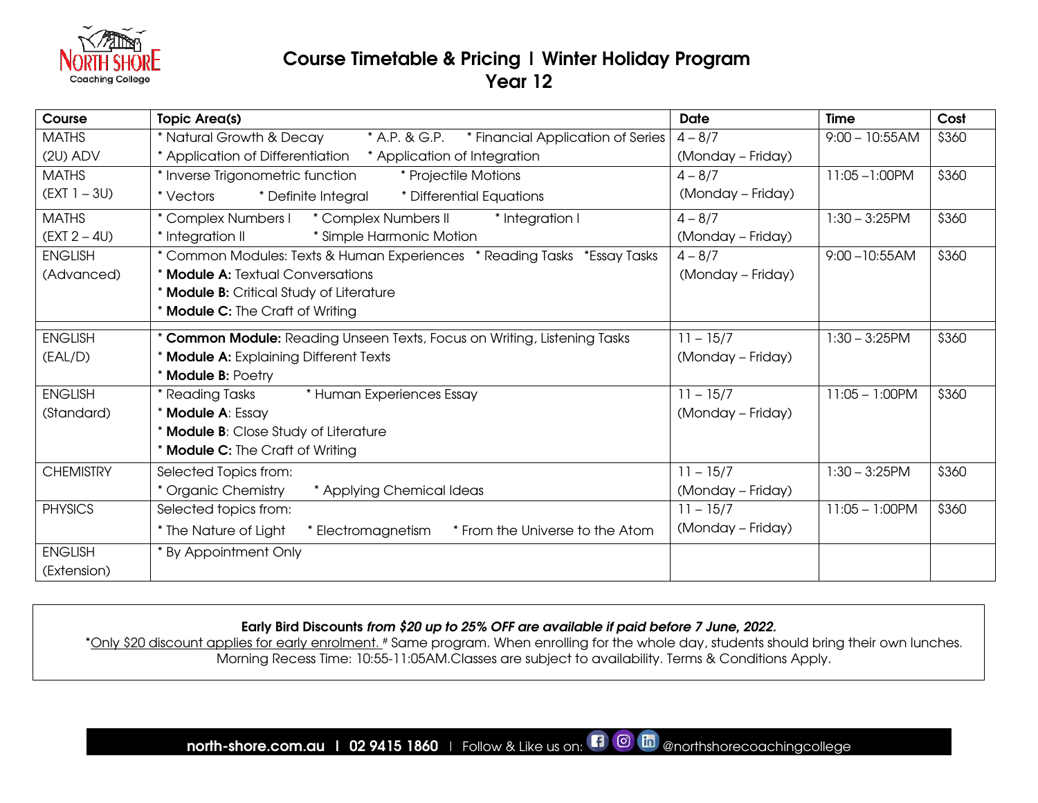# Course Timetable & Pricing I Winter Holiday Program
## Year 12

| Course | Topic Area(s) | Date | Time | Cost |
|---|---|---|---|---|
| MATHS (2U) ADV | * Natural Growth & Decay * A.P. & G.P. * Financial Application of Series * Application of Differentiation * Application of Integration | 4 – 8/7 (Monday – Friday) | 9:00 – 10:55AM | $360 |
| MATHS (EXT 1 – 3U) | * Inverse Trigonometric function * Projectile Motions * Vectors * Definite Integral * Differential Equations | 4 – 8/7 (Monday – Friday) | 11:05 –1:00PM | $360 |
| MATHS (EXT 2 – 4U) | * Complex Numbers I * Complex Numbers II * Integration I * Integration II * Simple Harmonic Motion | 4 – 8/7 (Monday – Friday) | 1:30 – 3:25PM | $360 |
| ENGLISH (Advanced) | * Common Modules: Texts & Human Experiences * Reading Tasks *Essay Tasks * **Module A:** Textual Conversations * **Module B:** Critical Study of Literature * **Module C:** The Craft of Writing | 4 – 8/7 (Monday – Friday) | 9:00 –10:55AM | $360 |
| | | | | |
| ENGLISH (EAL/D) | * **Common Module:** Reading Unseen Texts, Focus on Writing, Listening Tasks * **Module A:** Explaining Different Texts * **Module B:** Poetry | 11 – 15/7 (Monday – Friday) | 1:30 – 3:25PM | $360 |
| ENGLISH (Standard) | * Reading Tasks * Human Experiences Essay * **Module A**: Essay * **Module B**: Close Study of Literature * **Module C:** The Craft of Writing | 11 – 15/7 (Monday – Friday) | 11:05 – 1:00PM | $360 |
| CHEMISTRY | Selected Topics from: * Organic Chemistry * Applying Chemical Ideas | 11 – 15/7 (Monday – Friday) | 1:30 – 3:25PM | $360 |
| PHYSICS | Selected topics from: * The Nature of Light * Electromagnetism * From the Universe to the Atom | 11 – 15/7 (Monday – Friday) | 11:05 – 1:00PM | $360 |
| ENGLISH (Extension) | * By Appointment Only | | | |

**Early Bird Discounts** ***from $20 up to 25% OFF are available if paid before 7 June, 2022.***

*Only $20 discount applies for early enrolment. # Same program. When enrolling for the whole day, students should bring their own lunches. Morning Recess Time: 10:55-11:05AM.Classes are subject to availability. Terms & Conditions Apply.

**north-shore.com.au I 02 9415 1860** I Follow & Like us on: @northshorecoachingcollege